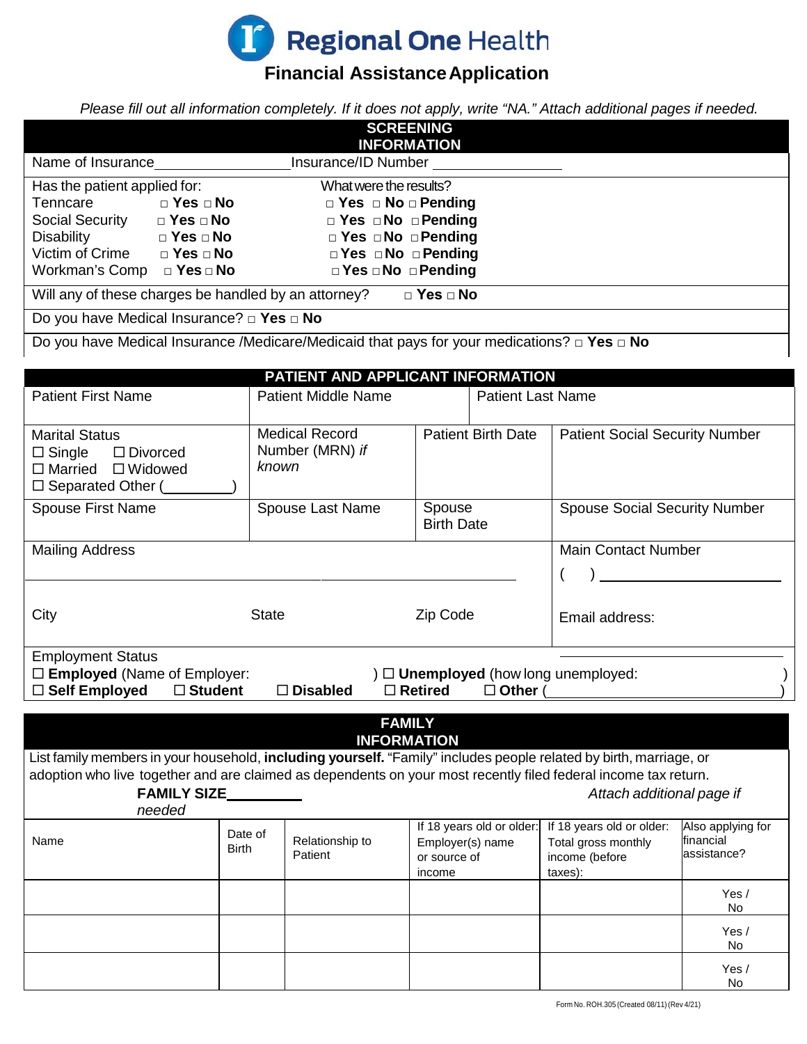# Regional One Health

## Financial Assistance Application

*Please fill out all information completely. If it does not apply, write "NA." Attach additional pages if needed.*

## SCREENING INFORMATION

Name of Insurance________________ Insurance/ID Number ________________

| Has the patient applied for: | | What were the results? |
|---|---|---|
| Tenncare | □ **Yes** □ **No** | □ **Yes** □ **No** □ **Pending** |
| Social Security | □ **Yes** □ **No** | □ **Yes** □ **No** □ **Pending** |
| Disability | □ **Yes** □ **No** | □ **Yes** □ **No** □ **Pending** |
| Victim of Crime | □ **Yes** □ **No** | □ **Yes** □ **No** □ **Pending** |
| Workman's Comp | □ **Yes** □ **No** | □ **Yes** □ **No** □ **Pending** |

Will any of these charges be handled by an attorney? □ **Yes** □ **No**

Do you have Medical Insurance? □ **Yes** □ **No**

Do you have Medical Insurance /Medicare/Medicaid that pays for your medications? □ **Yes** □ **No**

## PATIENT AND APPLICANT INFORMATION

| Patient First Name | Patient Middle Name | | Patient Last Name |
|---|---|---|---|
| Marital Status<br>☐ Single ☐ Divorced<br>☐ Married ☐ Widowed<br>☐ Separated Other (_________) | Medical Record Number (MRN) *if known* | Patient Birth Date | Patient Social Security Number |
| Spouse First Name | Spouse Last Name | Spouse Birth Date | Spouse Social Security Number |
| Mailing Address | | | Main Contact Number<br>( ) ________________ |
| City | State | Zip Code | Email address: |

Employment Status
☐ **Employed** (Name of Employer: ) ☐ **Unemployed** (how long unemployed: )
☐ **Self Employed** ☐ **Student** ☐ **Disabled** ☐ **Retired** ☐ **Other** ( )

## FAMILY INFORMATION

List family members in your household, **including yourself.** "Family" includes people related by birth, marriage, or adoption who live together and are claimed as dependents on your most recently filed federal income tax return.

**FAMILY SIZE**__________ *Attach additional page if needed*

| Name | Date of Birth | Relationship to Patient | If 18 years old or older: Employer(s) name or source of income | If 18 years old or older: Total gross monthly income (before taxes): | Also applying for financial assistance? |
|---|---|---|---|---|---|
| | | | | | Yes / No |
| | | | | | Yes / No |
| | | | | | Yes / No |

Form No. ROH.305 (Created 08/11) (Rev 4/21)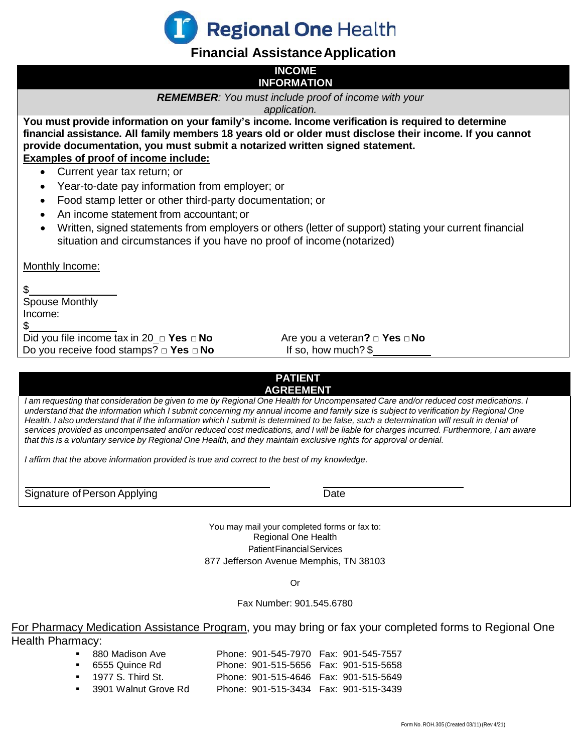# Regional One Health

## Financial Assistance Application

### INCOME INFORMATION

***REMEMBER**: You must include proof of income with your application.*

**You must provide information on your family's income. Income verification is required to determine financial assistance. All family members 18 years old or older must disclose their income. If you cannot provide documentation, you must submit a notarized written signed statement.**

**<u>Examples of proof of income include:</u>**

- Current year tax return; or
- Year-to-date pay information from employer; or
- Food stamp letter or other third-party documentation; or
- An income statement from accountant; or
- Written, signed statements from employers or others (letter of support) stating your current financial situation and circumstances if you have no proof of income (notarized)

<u>Monthly Income:</u>

$______________

Spouse Monthly Income:

$______________

Did you file income tax in 20_ □ **Yes** □ **No**

Do you receive food stamps? □ **Yes** □ **No**

Are you a veteran**?** □ **Yes** □ **No**

If so, how much? $__________

### PATIENT AGREEMENT

*I am requesting that consideration be given to me by Regional One Health for Uncompensated Care and/or reduced cost medications. I understand that the information which I submit concerning my annual income and family size is subject to verification by Regional One Health. I also understand that if the information which I submit is determined to be false, such a determination will result in denial of services provided as uncompensated and/or reduced cost medications, and I will be liable for charges incurred. Furthermore, I am aware that this is a voluntary service by Regional One Health, and they maintain exclusive rights for approval or denial.*

*I affirm that the above information provided is true and correct to the best of my knowledge.*

______________________________ Signature of Person Applying

______________________________ Date

You may mail your completed forms or fax to:

Regional One Health

Patient Financial Services

877 Jefferson Avenue Memphis, TN 38103

Or

Fax Number: 901.545.6780

<u>For Pharmacy Medication Assistance Program</u>, you may bring or fax your completed forms to Regional One Health Pharmacy:

- 880 Madison Ave — Phone: 901-545-7970 Fax: 901-545-7557
- 6555 Quince Rd — Phone: 901-515-5656 Fax: 901-515-5658
- 1977 S. Third St. — Phone: 901-515-4646 Fax: 901-515-5649
- 3901 Walnut Grove Rd — Phone: 901-515-3434 Fax: 901-515-3439

Form No. ROH.305 (Created 08/11) (Rev 4/21)